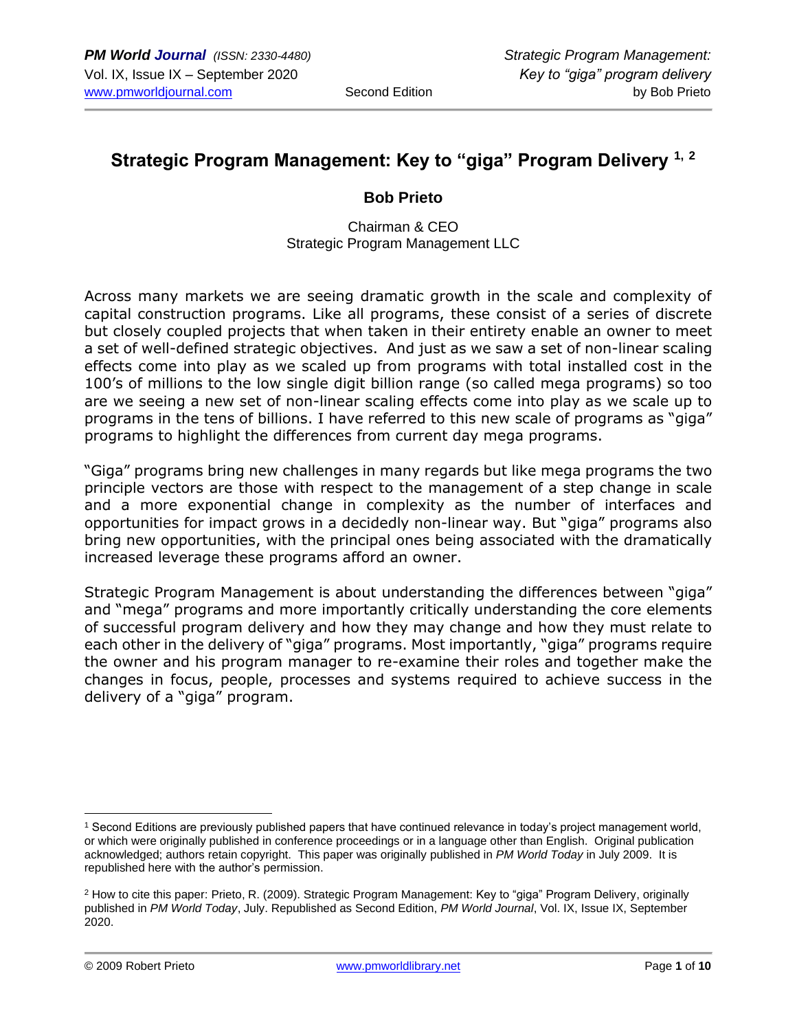# Strategic Program Management: Key to "giga" Program Delivery [1, 2]

**Bob Prieto**

Chairman & CEO
Strategic Program Management LLC

Across many markets we are seeing dramatic growth in the scale and complexity of capital construction programs. Like all programs, these consist of a series of discrete but closely coupled projects that when taken in their entirety enable an owner to meet a set of well-defined strategic objectives. And just as we saw a set of non-linear scaling effects come into play as we scaled up from programs with total installed cost in the 100's of millions to the low single digit billion range (so called mega programs) so too are we seeing a new set of non-linear scaling effects come into play as we scale up to programs in the tens of billions. I have referred to this new scale of programs as "giga" programs to highlight the differences from current day mega programs.

"Giga" programs bring new challenges in many regards but like mega programs the two principle vectors are those with respect to the management of a step change in scale and a more exponential change in complexity as the number of interfaces and opportunities for impact grows in a decidedly non-linear way. But "giga" programs also bring new opportunities, with the principal ones being associated with the dramatically increased leverage these programs afford an owner.

Strategic Program Management is about understanding the differences between "giga" and "mega" programs and more importantly critically understanding the core elements of successful program delivery and how they may change and how they must relate to each other in the delivery of "giga" programs. Most importantly, "giga" programs require the owner and his program manager to re-examine their roles and together make the changes in focus, people, processes and systems required to achieve success in the delivery of a "giga" program.

---

[1] Second Editions are previously published papers that have continued relevance in today's project management world, or which were originally published in conference proceedings or in a language other than English. Original publication acknowledged; authors retain copyright. This paper was originally published in *PM World Today* in July 2009. It is republished here with the author's permission.

[2] How to cite this paper: Prieto, R. (2009). Strategic Program Management: Key to "giga" Program Delivery, originally published in *PM World Today*, July. Republished as Second Edition, *PM World Journal*, Vol. IX, Issue IX, September 2020.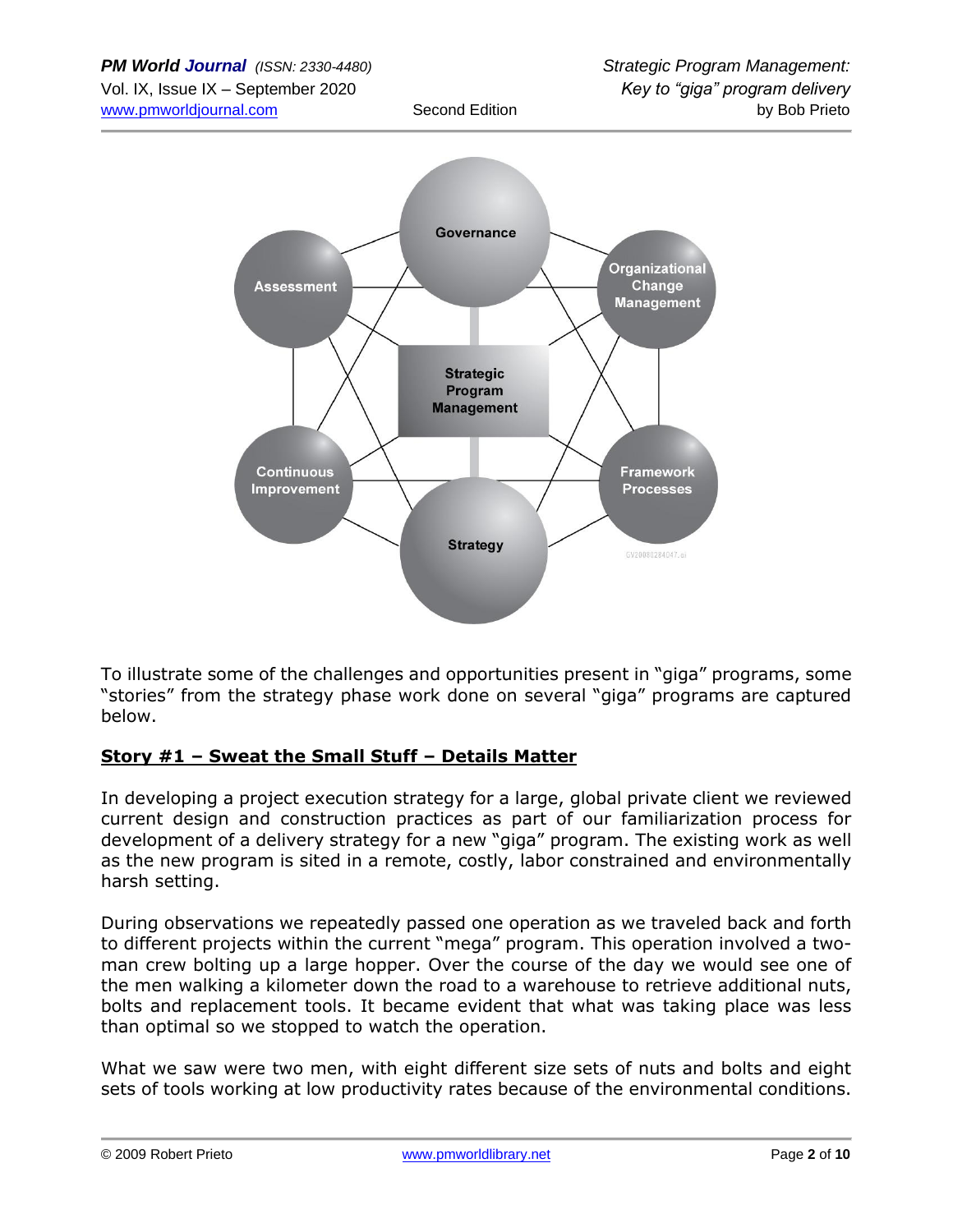To illustrate some of the challenges and opportunities present in "giga" programs, some "stories" from the strategy phase work done on several "giga" programs are captured below.

## Story #1 – Sweat the Small Stuff – Details Matter

In developing a project execution strategy for a large, global private client we reviewed current design and construction practices as part of our familiarization process for development of a delivery strategy for a new "giga" program. The existing work as well as the new program is sited in a remote, costly, labor constrained and environmentally harsh setting.

During observations we repeatedly passed one operation as we traveled back and forth to different projects within the current "mega" program. This operation involved a two-man crew bolting up a large hopper. Over the course of the day we would see one of the men walking a kilometer down the road to a warehouse to retrieve additional nuts, bolts and replacement tools. It became evident that what was taking place was less than optimal so we stopped to watch the operation.

What we saw were two men, with eight different size sets of nuts and bolts and eight sets of tools working at low productivity rates because of the environmental conditions.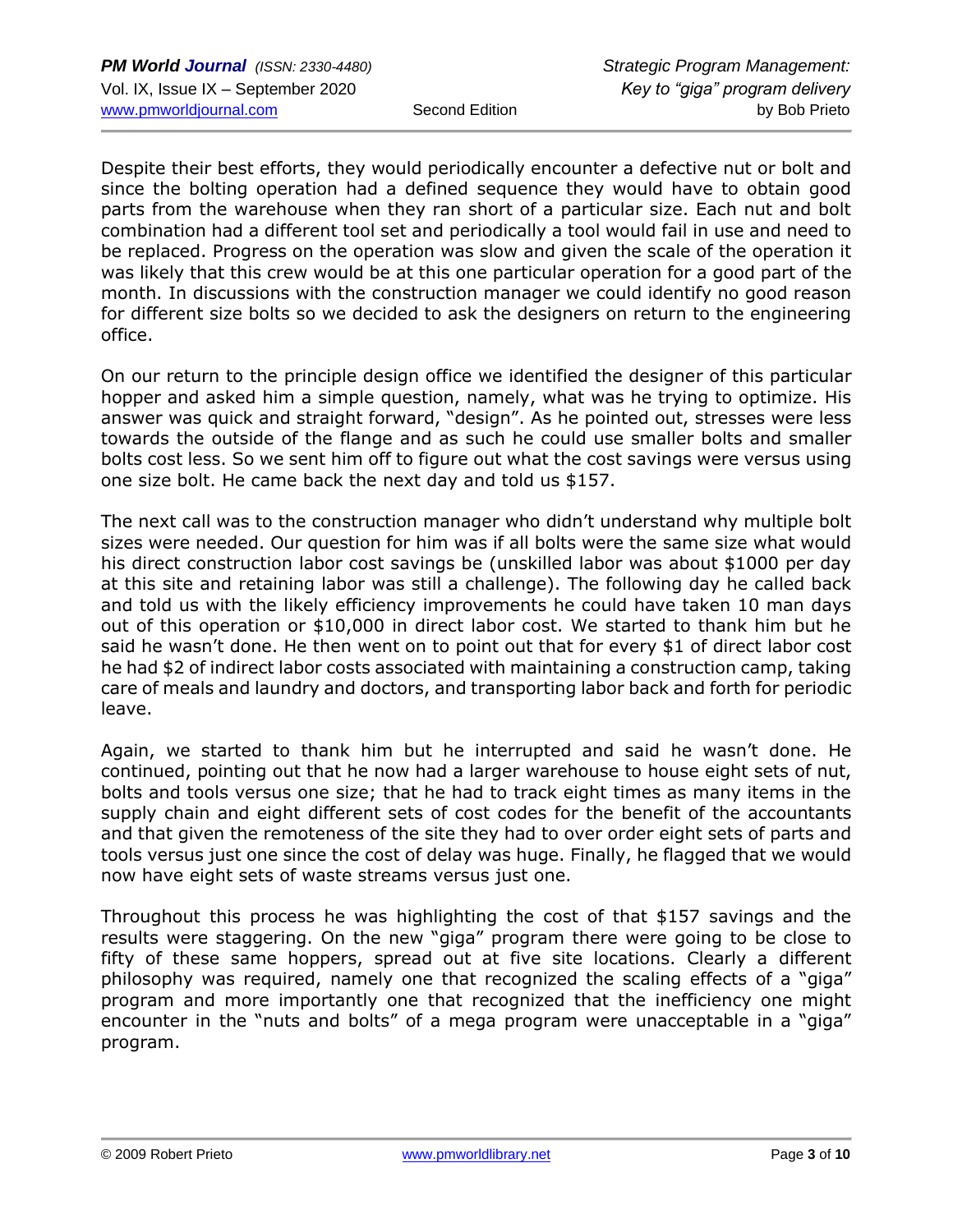Despite their best efforts, they would periodically encounter a defective nut or bolt and since the bolting operation had a defined sequence they would have to obtain good parts from the warehouse when they ran short of a particular size. Each nut and bolt combination had a different tool set and periodically a tool would fail in use and need to be replaced. Progress on the operation was slow and given the scale of the operation it was likely that this crew would be at this one particular operation for a good part of the month. In discussions with the construction manager we could identify no good reason for different size bolts so we decided to ask the designers on return to the engineering office.

On our return to the principle design office we identified the designer of this particular hopper and asked him a simple question, namely, what was he trying to optimize. His answer was quick and straight forward, "design". As he pointed out, stresses were less towards the outside of the flange and as such he could use smaller bolts and smaller bolts cost less. So we sent him off to figure out what the cost savings were versus using one size bolt. He came back the next day and told us $157.

The next call was to the construction manager who didn't understand why multiple bolt sizes were needed. Our question for him was if all bolts were the same size what would his direct construction labor cost savings be (unskilled labor was about $1000 per day at this site and retaining labor was still a challenge). The following day he called back and told us with the likely efficiency improvements he could have taken 10 man days out of this operation or $10,000 in direct labor cost. We started to thank him but he said he wasn't done. He then went on to point out that for every $1 of direct labor cost he had $2 of indirect labor costs associated with maintaining a construction camp, taking care of meals and laundry and doctors, and transporting labor back and forth for periodic leave.

Again, we started to thank him but he interrupted and said he wasn't done. He continued, pointing out that he now had a larger warehouse to house eight sets of nut, bolts and tools versus one size; that he had to track eight times as many items in the supply chain and eight different sets of cost codes for the benefit of the accountants and that given the remoteness of the site they had to over order eight sets of parts and tools versus just one since the cost of delay was huge. Finally, he flagged that we would now have eight sets of waste streams versus just one.

Throughout this process he was highlighting the cost of that $157 savings and the results were staggering. On the new "giga" program there were going to be close to fifty of these same hoppers, spread out at five site locations. Clearly a different philosophy was required, namely one that recognized the scaling effects of a "giga" program and more importantly one that recognized that the inefficiency one might encounter in the "nuts and bolts" of a mega program were unacceptable in a "giga" program.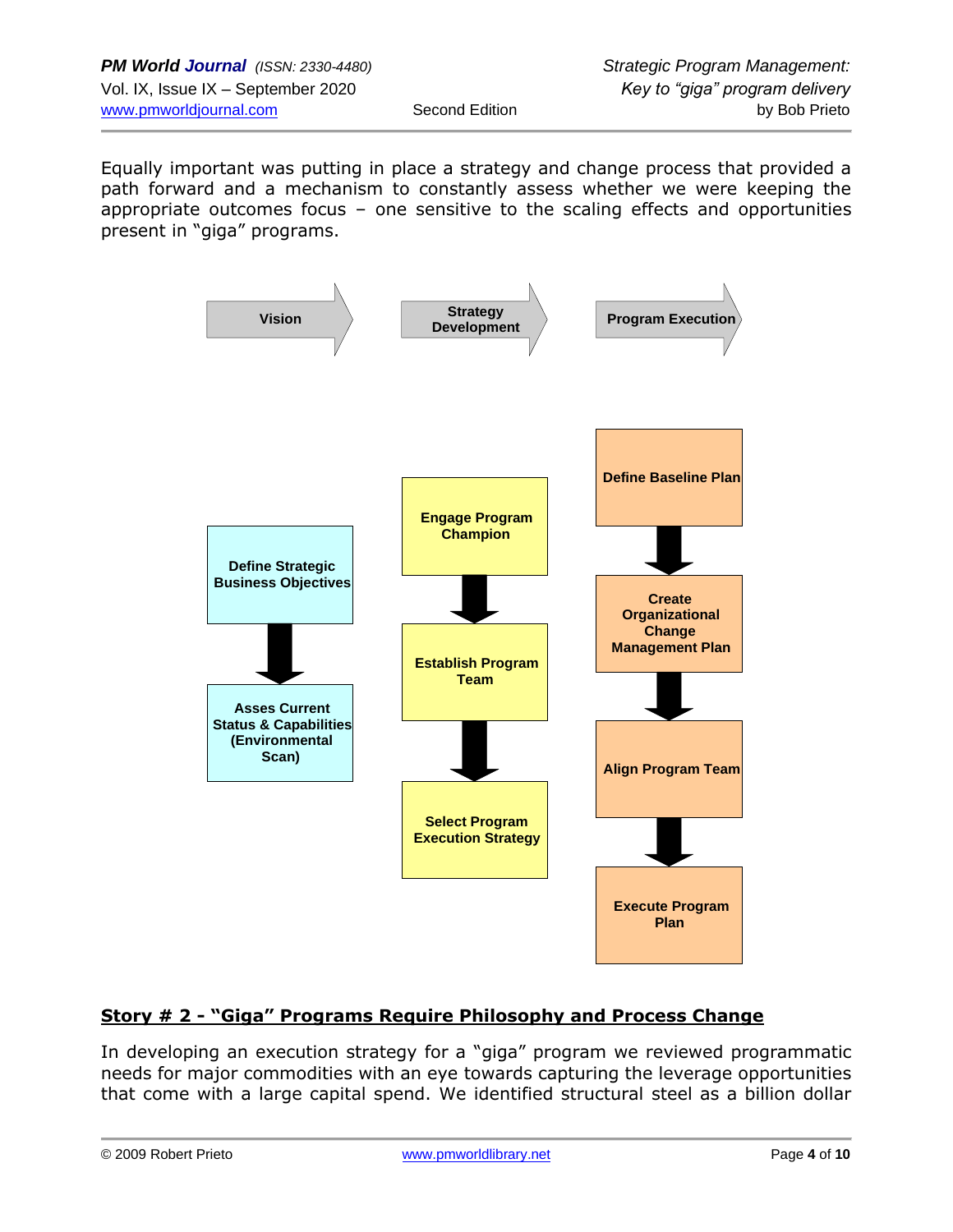Equally important was putting in place a strategy and change process that provided a path forward and a mechanism to constantly assess whether we were keeping the appropriate outcomes focus – one sensitive to the scaling effects and opportunities present in "giga" programs.

Vision → Strategy Development → Program Execution

**Vision**
- Define Strategic Business Objectives
- Asses Current Status & Capabilities (Environmental Scan)

**Strategy Development**
- Engage Program Champion
- Establish Program Team
- Select Program Execution Strategy

**Program Execution**
- Define Baseline Plan
- Create Organizational Change Management Plan
- Align Program Team
- Execute Program Plan

## Story # 2 - "Giga" Programs Require Philosophy and Process Change

In developing an execution strategy for a "giga" program we reviewed programmatic needs for major commodities with an eye towards capturing the leverage opportunities that come with a large capital spend. We identified structural steel as a billion dollar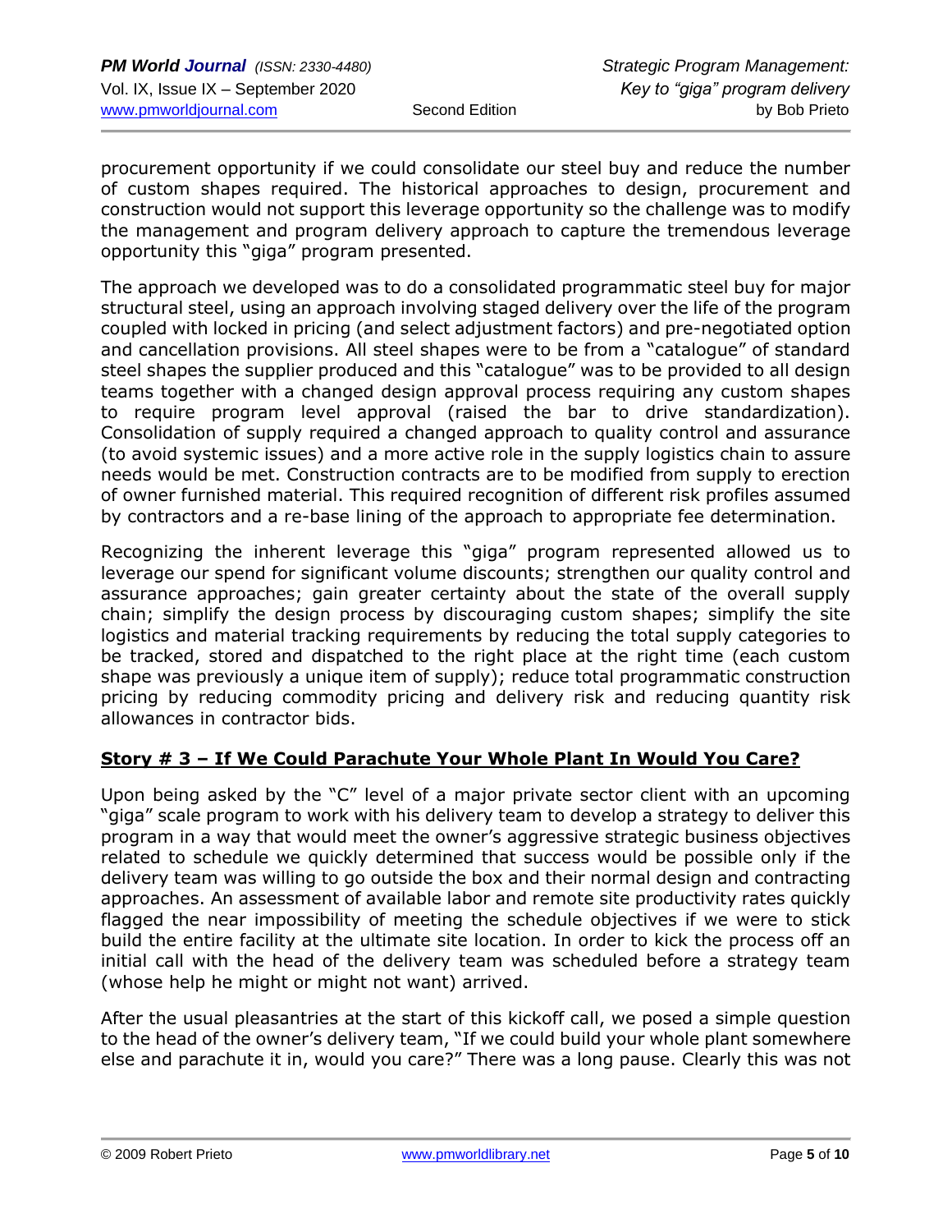procurement opportunity if we could consolidate our steel buy and reduce the number of custom shapes required. The historical approaches to design, procurement and construction would not support this leverage opportunity so the challenge was to modify the management and program delivery approach to capture the tremendous leverage opportunity this "giga" program presented.

The approach we developed was to do a consolidated programmatic steel buy for major structural steel, using an approach involving staged delivery over the life of the program coupled with locked in pricing (and select adjustment factors) and pre-negotiated option and cancellation provisions. All steel shapes were to be from a "catalogue" of standard steel shapes the supplier produced and this "catalogue" was to be provided to all design teams together with a changed design approval process requiring any custom shapes to require program level approval (raised the bar to drive standardization). Consolidation of supply required a changed approach to quality control and assurance (to avoid systemic issues) and a more active role in the supply logistics chain to assure needs would be met. Construction contracts are to be modified from supply to erection of owner furnished material. This required recognition of different risk profiles assumed by contractors and a re-base lining of the approach to appropriate fee determination.

Recognizing the inherent leverage this "giga" program represented allowed us to leverage our spend for significant volume discounts; strengthen our quality control and assurance approaches; gain greater certainty about the state of the overall supply chain; simplify the design process by discouraging custom shapes; simplify the site logistics and material tracking requirements by reducing the total supply categories to be tracked, stored and dispatched to the right place at the right time (each custom shape was previously a unique item of supply); reduce total programmatic construction pricing by reducing commodity pricing and delivery risk and reducing quantity risk allowances in contractor bids.

## **Story # 3 – If We Could Parachute Your Whole Plant In Would You Care?**

Upon being asked by the "C" level of a major private sector client with an upcoming "giga" scale program to work with his delivery team to develop a strategy to deliver this program in a way that would meet the owner's aggressive strategic business objectives related to schedule we quickly determined that success would be possible only if the delivery team was willing to go outside the box and their normal design and contracting approaches. An assessment of available labor and remote site productivity rates quickly flagged the near impossibility of meeting the schedule objectives if we were to stick build the entire facility at the ultimate site location. In order to kick the process off an initial call with the head of the delivery team was scheduled before a strategy team (whose help he might or might not want) arrived.

After the usual pleasantries at the start of this kickoff call, we posed a simple question to the head of the owner's delivery team, "If we could build your whole plant somewhere else and parachute it in, would you care?" There was a long pause. Clearly this was not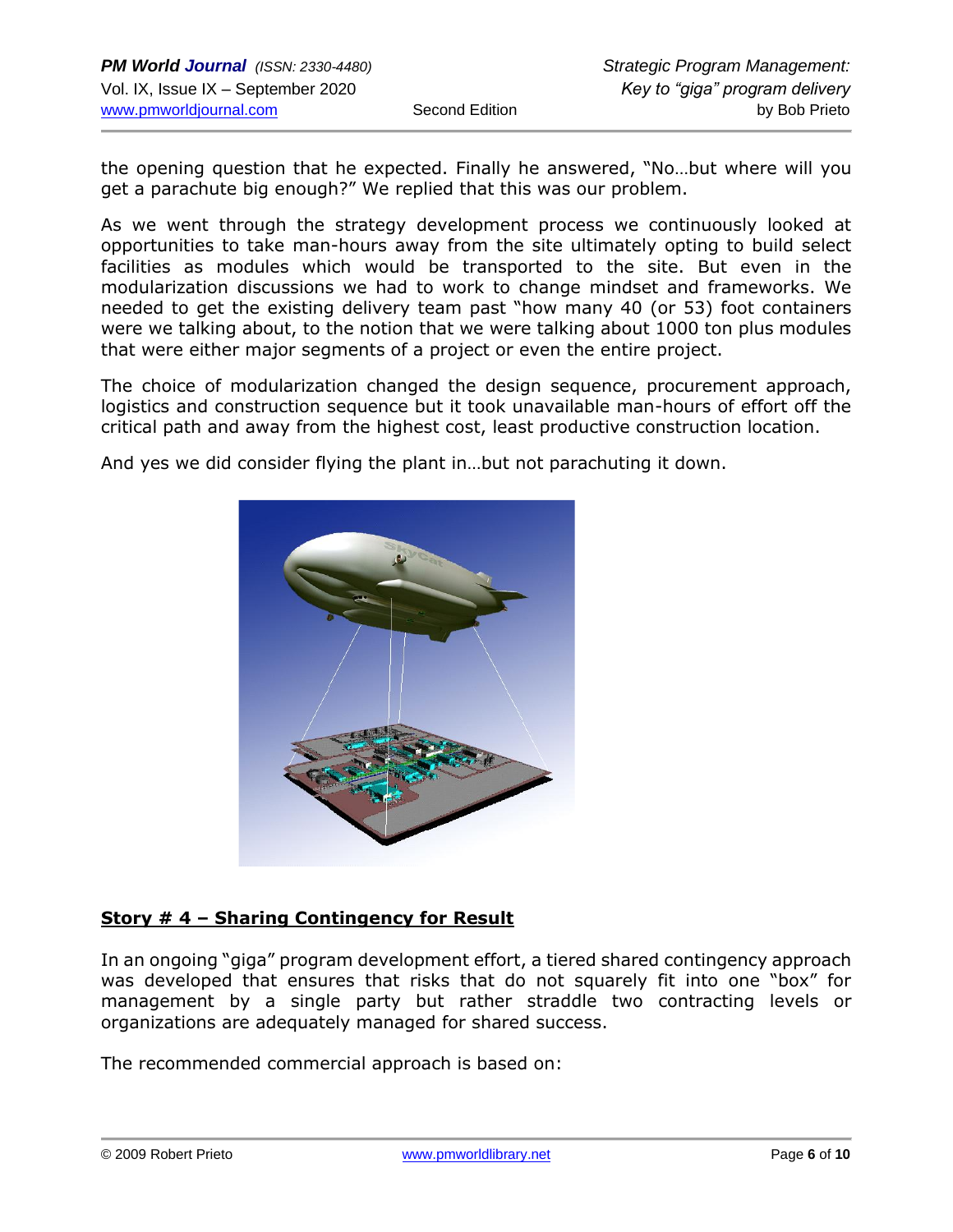the opening question that he expected. Finally he answered, "No…but where will you get a parachute big enough?" We replied that this was our problem.

As we went through the strategy development process we continuously looked at opportunities to take man-hours away from the site ultimately opting to build select facilities as modules which would be transported to the site. But even in the modularization discussions we had to work to change mindset and frameworks. We needed to get the existing delivery team past "how many 40 (or 53) foot containers were we talking about, to the notion that we were talking about 1000 ton plus modules that were either major segments of a project or even the entire project.

The choice of modularization changed the design sequence, procurement approach, logistics and construction sequence but it took unavailable man-hours of effort off the critical path and away from the highest cost, least productive construction location.

And yes we did consider flying the plant in…but not parachuting it down.

## Story # 4 – Sharing Contingency for Result

In an ongoing "giga" program development effort, a tiered shared contingency approach was developed that ensures that risks that do not squarely fit into one "box" for management by a single party but rather straddle two contracting levels or organizations are adequately managed for shared success.

The recommended commercial approach is based on: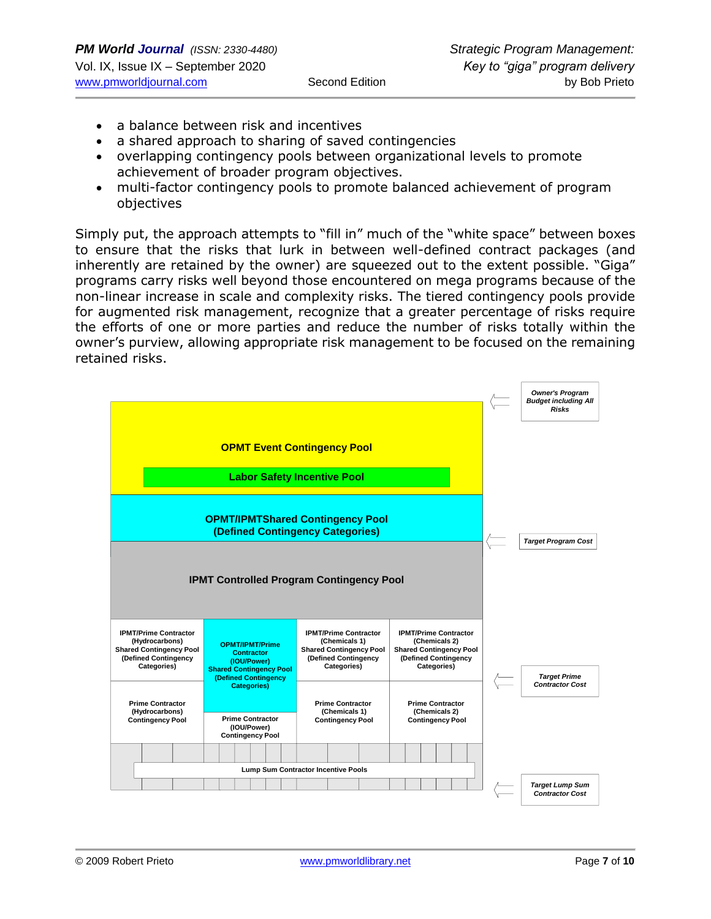- a balance between risk and incentives
- a shared approach to sharing of saved contingencies
- overlapping contingency pools between organizational levels to promote achievement of broader program objectives.
- multi-factor contingency pools to promote balanced achievement of program objectives

Simply put, the approach attempts to "fill in" much of the "white space" between boxes to ensure that the risks that lurk in between well-defined contract packages (and inherently are retained by the owner) are squeezed out to the extent possible. "Giga" programs carry risks well beyond those encountered on mega programs because of the non-linear increase in scale and complexity risks. The tiered contingency pools provide for augmented risk management, recognize that a greater percentage of risks require the efforts of one or more parties and reduce the number of risks totally within the owner's purview, allowing appropriate risk management to be focused on the remaining retained risks.

**OPMT Event Contingency Pool**

**Labor Safety Incentive Pool**

**OPMT/IPMTShared Contingency Pool (Defined Contingency Categories)**

**IPMT Controlled Program Contingency Pool**

| | | | |
|---|---|---|---|
| IPMT/Prime Contractor (Hydrocarbons) Shared Contingency Pool (Defined Contingency Categories) | OPMT/IPMT/Prime Contractor (IOU/Power) Shared Contingency Pool (Defined Contingency Categories) | IPMT/Prime Contractor (Chemicals 1) Shared Contingency Pool (Defined Contingency Categories) | IPMT/Prime Contractor (Chemicals 2) Shared Contingency Pool (Defined Contingency Categories) |
| Prime Contractor (Hydrocarbons) Contingency Pool | Prime Contractor (IOU/Power) Contingency Pool | Prime Contractor (Chemicals 1) Contingency Pool | Prime Contractor (Chemicals 2) Contingency Pool |

Lump Sum Contractor Incentive Pools

*Owner's Program Budget including All Risks*

*Target Program Cost*

*Target Prime Contractor Cost*

*Target Lump Sum Contractor Cost*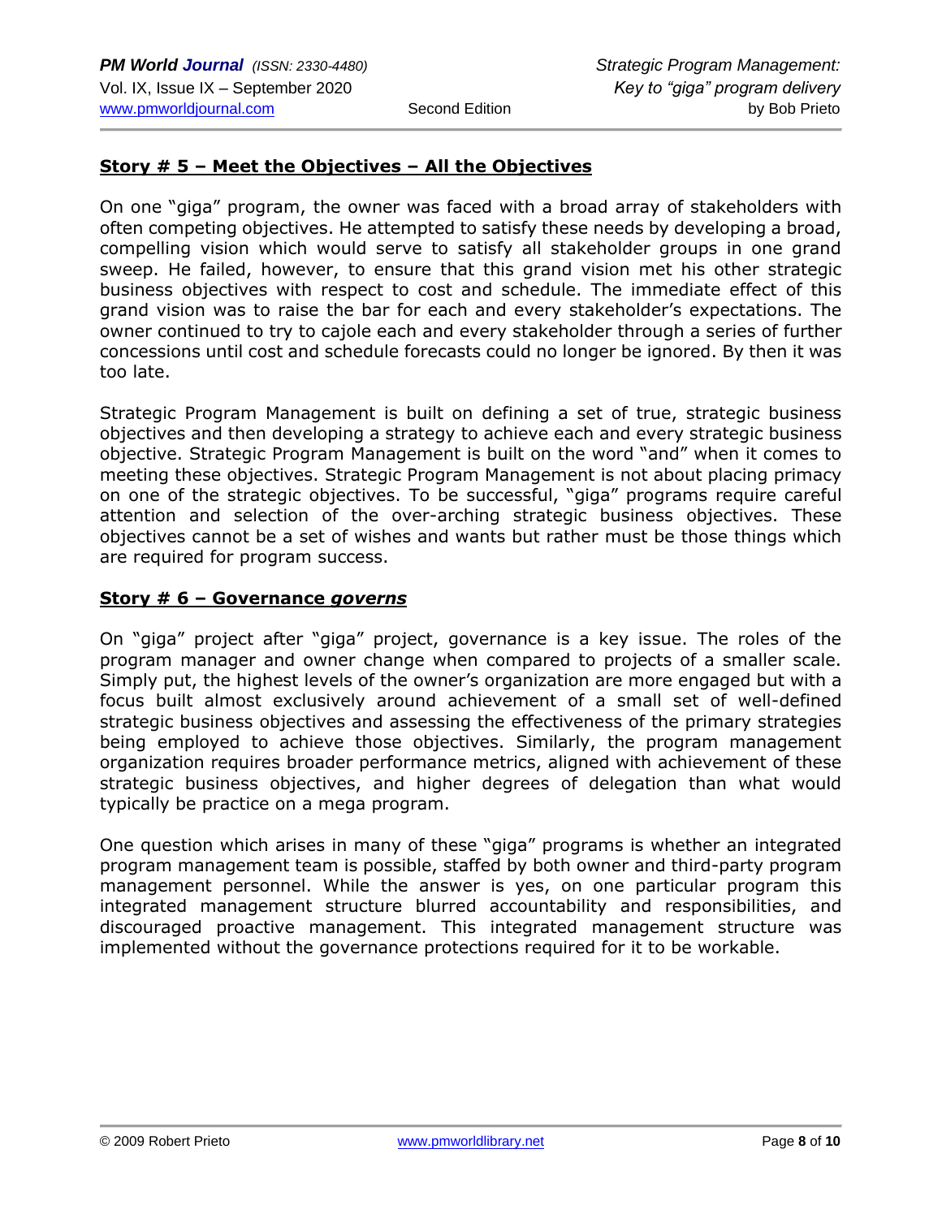**Story # 5 – Meet the Objectives – All the Objectives**

On one "giga" program, the owner was faced with a broad array of stakeholders with often competing objectives. He attempted to satisfy these needs by developing a broad, compelling vision which would serve to satisfy all stakeholder groups in one grand sweep. He failed, however, to ensure that this grand vision met his other strategic business objectives with respect to cost and schedule. The immediate effect of this grand vision was to raise the bar for each and every stakeholder's expectations. The owner continued to try to cajole each and every stakeholder through a series of further concessions until cost and schedule forecasts could no longer be ignored. By then it was too late.

Strategic Program Management is built on defining a set of true, strategic business objectives and then developing a strategy to achieve each and every strategic business objective. Strategic Program Management is built on the word "and" when it comes to meeting these objectives. Strategic Program Management is not about placing primacy on one of the strategic objectives. To be successful, "giga" programs require careful attention and selection of the over-arching strategic business objectives. These objectives cannot be a set of wishes and wants but rather must be those things which are required for program success.

**Story # 6 – Governance *governs***

On "giga" project after "giga" project, governance is a key issue. The roles of the program manager and owner change when compared to projects of a smaller scale. Simply put, the highest levels of the owner's organization are more engaged but with a focus built almost exclusively around achievement of a small set of well-defined strategic business objectives and assessing the effectiveness of the primary strategies being employed to achieve those objectives. Similarly, the program management organization requires broader performance metrics, aligned with achievement of these strategic business objectives, and higher degrees of delegation than what would typically be practice on a mega program.

One question which arises in many of these "giga" programs is whether an integrated program management team is possible, staffed by both owner and third-party program management personnel. While the answer is yes, on one particular program this integrated management structure blurred accountability and responsibilities, and discouraged proactive management. This integrated management structure was implemented without the governance protections required for it to be workable.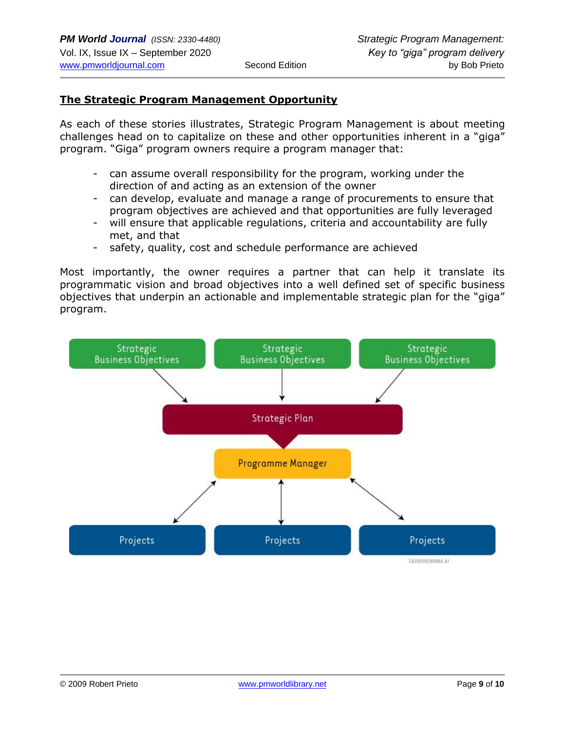## The Strategic Program Management Opportunity

As each of these stories illustrates, Strategic Program Management is about meeting challenges head on to capitalize on these and other opportunities inherent in a "giga" program. "Giga" program owners require a program manager that:

- can assume overall responsibility for the program, working under the direction of and acting as an extension of the owner
- can develop, evaluate and manage a range of procurements to ensure that program objectives are achieved and that opportunities are fully leveraged
- will ensure that applicable regulations, criteria and accountability are fully met, and that
- safety, quality, cost and schedule performance are achieved

Most importantly, the owner requires a partner that can help it translate its programmatic vision and broad objectives into a well defined set of specific business objectives that underpin an actionable and implementable strategic plan for the "giga" program.

Strategic Business Objectives | Strategic Business Objectives | Strategic Business Objectives

Strategic Plan

Programme Manager

Projects | Projects | Projects

GV20090308006.AI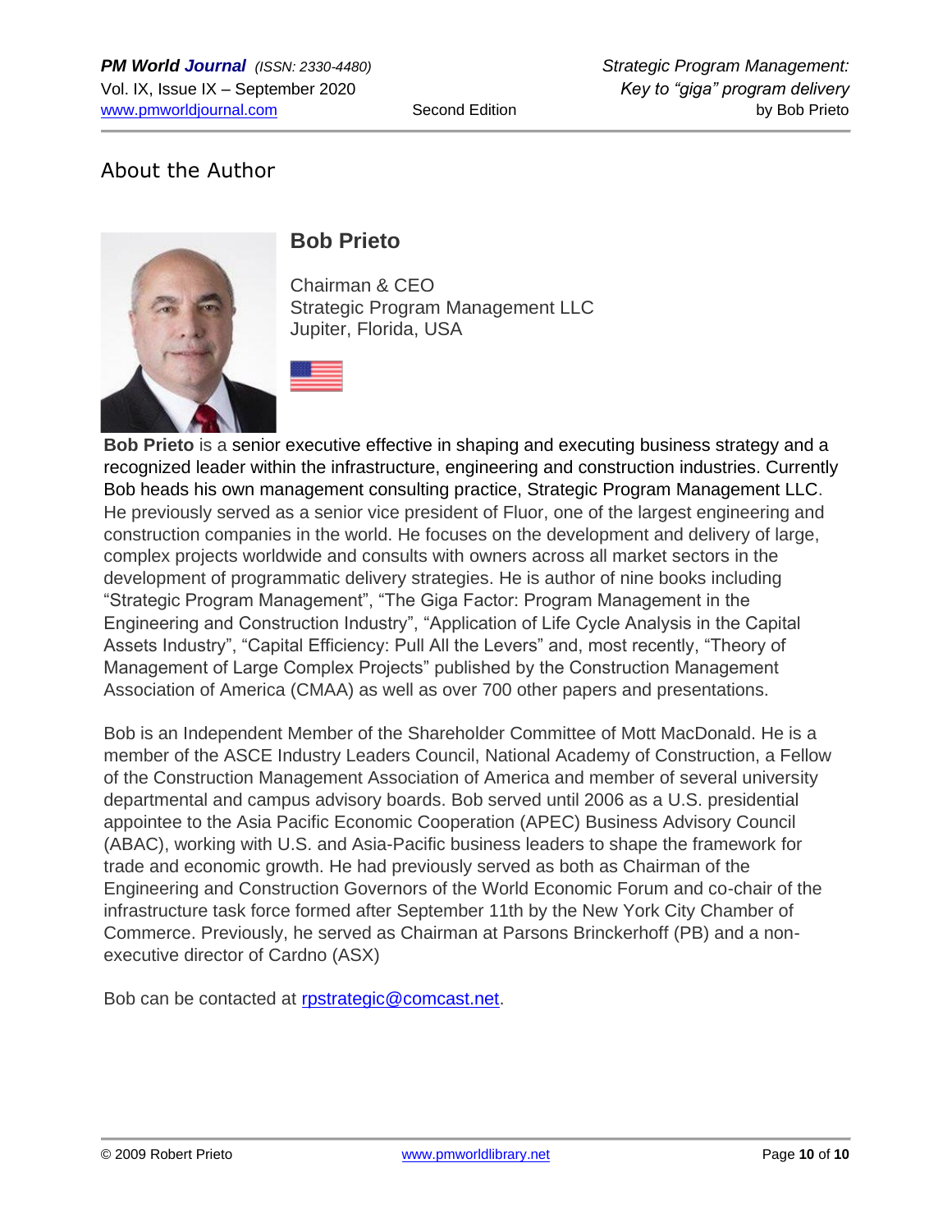## About the Author

### Bob Prieto

Chairman & CEO
Strategic Program Management LLC
Jupiter, Florida, USA

**Bob Prieto** is a senior executive effective in shaping and executing business strategy and a recognized leader within the infrastructure, engineering and construction industries. Currently Bob heads his own management consulting practice, Strategic Program Management LLC. He previously served as a senior vice president of Fluor, one of the largest engineering and construction companies in the world. He focuses on the development and delivery of large, complex projects worldwide and consults with owners across all market sectors in the development of programmatic delivery strategies. He is author of nine books including "Strategic Program Management", "The Giga Factor: Program Management in the Engineering and Construction Industry", "Application of Life Cycle Analysis in the Capital Assets Industry", "Capital Efficiency: Pull All the Levers" and, most recently, "Theory of Management of Large Complex Projects" published by the Construction Management Association of America (CMAA) as well as over 700 other papers and presentations.

Bob is an Independent Member of the Shareholder Committee of Mott MacDonald. He is a member of the ASCE Industry Leaders Council, National Academy of Construction, a Fellow of the Construction Management Association of America and member of several university departmental and campus advisory boards. Bob served until 2006 as a U.S. presidential appointee to the Asia Pacific Economic Cooperation (APEC) Business Advisory Council (ABAC), working with U.S. and Asia-Pacific business leaders to shape the framework for trade and economic growth. He had previously served as both as Chairman of the Engineering and Construction Governors of the World Economic Forum and co-chair of the infrastructure task force formed after September 11th by the New York City Chamber of Commerce. Previously, he served as Chairman at Parsons Brinckerhoff (PB) and a non-executive director of Cardno (ASX)

Bob can be contacted at [rpstrategic@comcast.net](mailto:rpstrategic@comcast.net).